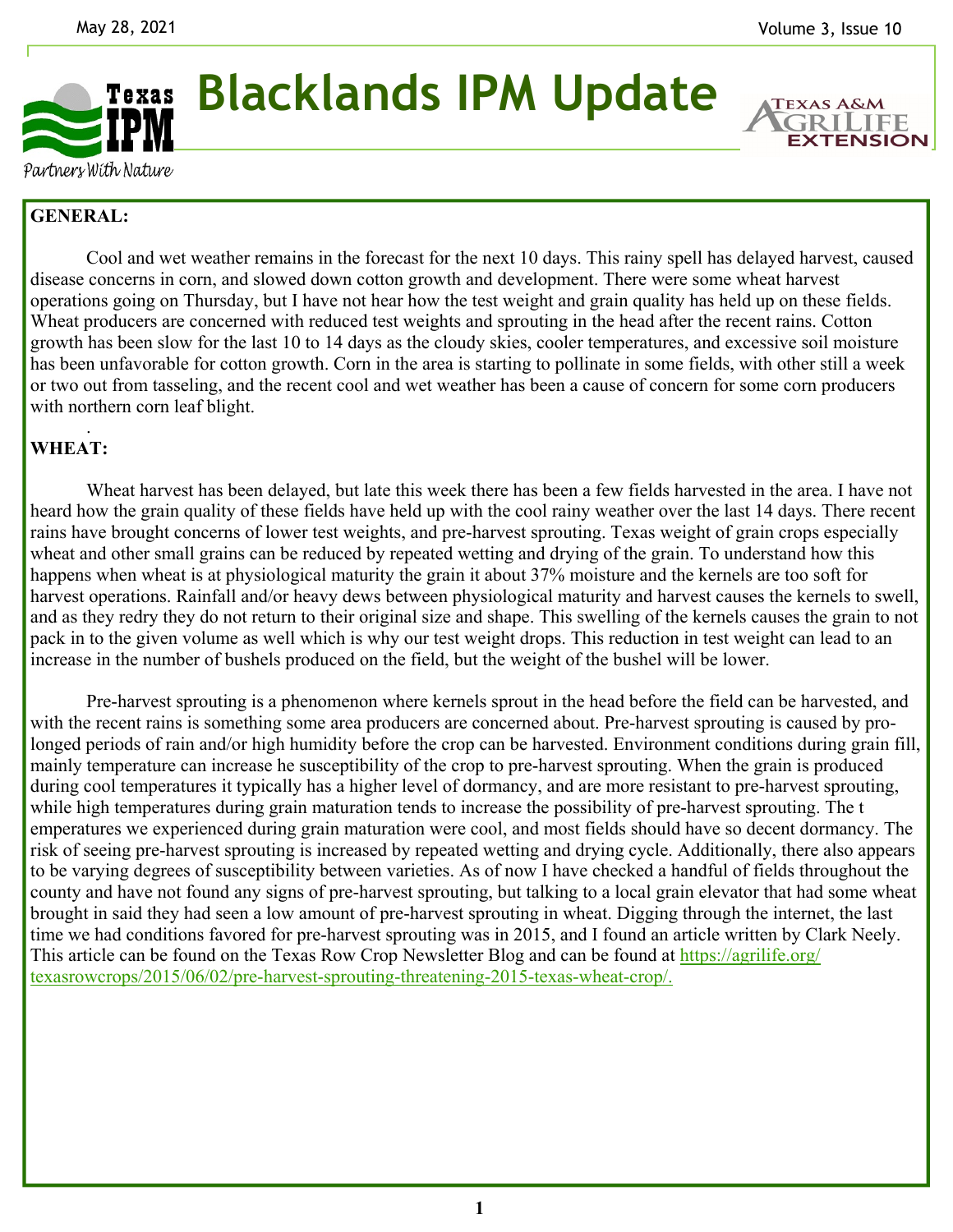# Blacklands IPM Update

Partners With Nature

**GENERAL:**

Cool and wet weather remains in the forecast for the next 10 days. This rainy spell has delayed harvest, caused disease concerns in corn, and slowed down cotton growth and development. There were some wheat harvest operations going on Thursday, but I have not hear how the test weight and grain quality has held up on these fields. Wheat producers are concerned with reduced test weights and sprouting in the head after the recent rains. Cotton growth has been slow for the last 10 to 14 days as the cloudy skies, cooler temperatures, and excessive soil moisture has been unfavorable for cotton growth. Corn in the area is starting to pollinate in some fields, with other still a week or two out from tasseling, and the recent cool and wet weather has been a cause of concern for some corn producers with northern corn leaf blight.

.

**WHEAT:**

Wheat harvest has been delayed, but late this week there has been a few fields harvested in the area. I have not heard how the grain quality of these fields have held up with the cool rainy weather over the last 14 days. There recent rains have brought concerns of lower test weights, and pre-harvest sprouting. Texas weight of grain crops especially wheat and other small grains can be reduced by repeated wetting and drying of the grain. To understand how this happens when wheat is at physiological maturity the grain it about 37% moisture and the kernels are too soft for harvest operations. Rainfall and/or heavy dews between physiological maturity and harvest causes the kernels to swell, and as they redry they do not return to their original size and shape. This swelling of the kernels causes the grain to not pack in to the given volume as well which is why our test weight drops. This reduction in test weight can lead to an increase in the number of bushels produced on the field, but the weight of the bushel will be lower.

Pre-harvest sprouting is a phenomenon where kernels sprout in the head before the field can be harvested, and with the recent rains is something some area producers are concerned about. Pre-harvest sprouting is caused by prolonged periods of rain and/or high humidity before the crop can be harvested. Environment conditions during grain fill, mainly temperature can increase he susceptibility of the crop to pre-harvest sprouting. When the grain is produced during cool temperatures it typically has a higher level of dormancy, and are more resistant to pre-harvest sprouting, while high temperatures during grain maturation tends to increase the possibility of pre-harvest sprouting. The t emperatures we experienced during grain maturation were cool, and most fields should have so decent dormancy. The risk of seeing pre-harvest sprouting is increased by repeated wetting and drying cycle. Additionally, there also appears to be varying degrees of susceptibility between varieties. As of now I have checked a handful of fields throughout the county and have not found any signs of pre-harvest sprouting, but talking to a local grain elevator that had some wheat brought in said they had seen a low amount of pre-harvest sprouting in wheat. Digging through the internet, the last time we had conditions favored for pre-harvest sprouting was in 2015, and I found an article written by Clark Neely. This article can be found on the Texas Row Crop Newsletter Blog and can be found at https://agrilife.org/texasrowcrops/2015/06/02/pre-harvest-sprouting-threatening-2015-texas-wheat-crop/.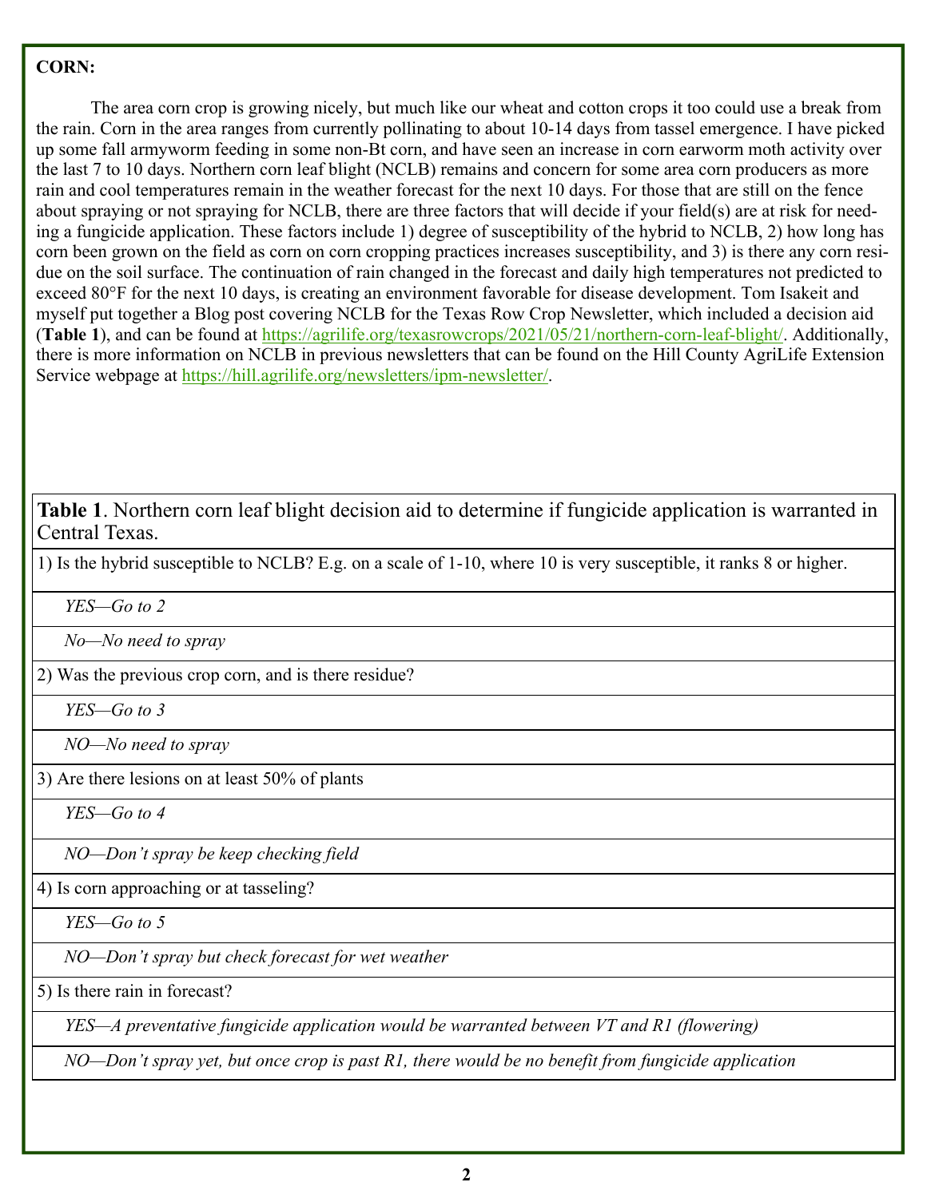**CORN:**

The area corn crop is growing nicely, but much like our wheat and cotton crops it too could use a break from the rain. Corn in the area ranges from currently pollinating to about 10-14 days from tassel emergence. I have picked up some fall armyworm feeding in some non-Bt corn, and have seen an increase in corn earworm moth activity over the last 7 to 10 days. Northern corn leaf blight (NCLB) remains and concern for some area corn producers as more rain and cool temperatures remain in the weather forecast for the next 10 days. For those that are still on the fence about spraying or not spraying for NCLB, there are three factors that will decide if your field(s) are at risk for needing a fungicide application. These factors include 1) degree of susceptibility of the hybrid to NCLB, 2) how long has corn been grown on the field as corn on corn cropping practices increases susceptibility, and 3) is there any corn residue on the soil surface. The continuation of rain changed in the forecast and daily high temperatures not predicted to exceed 80°F for the next 10 days, is creating an environment favorable for disease development. Tom Isakeit and myself put together a Blog post covering NCLB for the Texas Row Crop Newsletter, which included a decision aid (**Table 1**), and can be found at https://agrilife.org/texasrowcrops/2021/05/21/northern-corn-leaf-blight/. Additionally, there is more information on NCLB in previous newsletters that can be found on the Hill County AgriLife Extension Service webpage at https://hill.agrilife.org/newsletters/ipm-newsletter/.

| **Table 1**. Northern corn leaf blight decision aid to determine if fungicide application is warranted in Central Texas. |
|---|
| 1) Is the hybrid susceptible to NCLB? E.g. on a scale of 1-10, where 10 is very susceptible, it ranks 8 or higher. |
| *YES—Go to 2* |
| *No—No need to spray* |
| 2) Was the previous crop corn, and is there residue? |
| *YES—Go to 3* |
| *NO—No need to spray* |
| 3) Are there lesions on at least 50% of plants |
| *YES—Go to 4* |
| *NO—Don't spray be keep checking field* |
| 4) Is corn approaching or at tasseling? |
| *YES—Go to 5* |
| *NO—Don't spray but check forecast for wet weather* |
| 5) Is there rain in forecast? |
| *YES—A preventative fungicide application would be warranted between VT and R1 (flowering)* |
| *NO—Don't spray yet, but once crop is past R1, there would be no benefit from fungicide application* |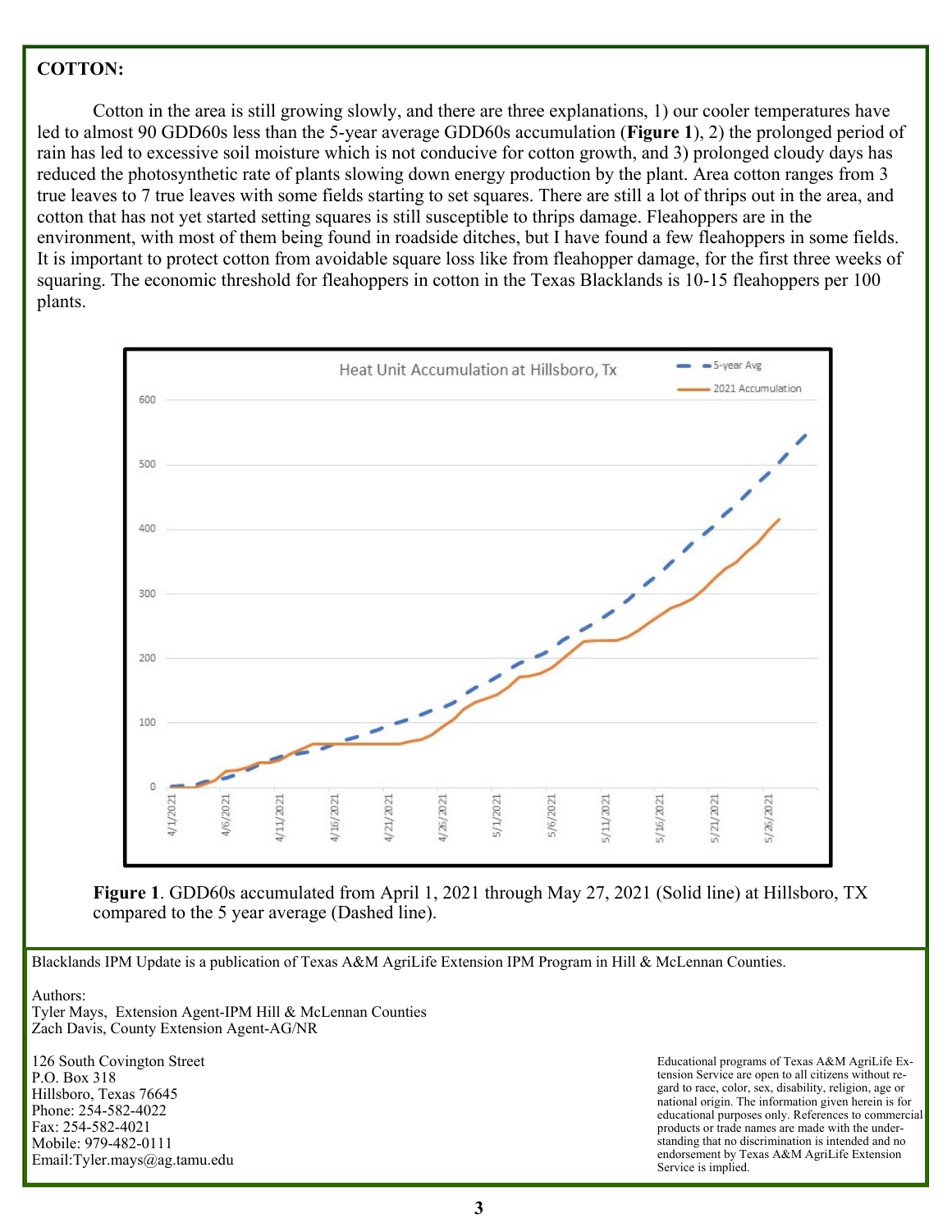**COTTON:**

Cotton in the area is still growing slowly, and there are three explanations, 1) our cooler temperatures have led to almost 90 GDD60s less than the 5-year average GDD60s accumulation (**Figure 1**), 2) the prolonged period of rain has led to excessive soil moisture which is not conducive for cotton growth, and 3) prolonged cloudy days has reduced the photosynthetic rate of plants slowing down energy production by the plant. Area cotton ranges from 3 true leaves to 7 true leaves with some fields starting to set squares. There are still a lot of thrips out in the area, and cotton that has not yet started setting squares is still susceptible to thrips damage. Fleahoppers are in the environment, with most of them being found in roadside ditches, but I have found a few fleahoppers in some fields. It is important to protect cotton from avoidable square loss like from fleahopper damage, for the first three weeks of squaring. The economic threshold for fleahoppers in cotton in the Texas Blacklands is 10-15 fleahoppers per 100 plants.

Heat Unit Accumulation at Hillsboro, Tx

5-year Avg
2021 Accumulation

600
500
400
300
200
100
0

4/1/2021
4/6/2021
4/11/2021
4/16/2021
4/21/2021
4/26/2021
5/1/2021
5/6/2021
5/11/2021
5/16/2021
5/21/2021
5/26/2021

**Figure 1**. GDD60s accumulated from April 1, 2021 through May 27, 2021 (Solid line) at Hillsboro, TX compared to the 5 year average (Dashed line).

Blacklands IPM Update is a publication of Texas A&M AgriLife Extension IPM Program in Hill & McLennan Counties.

Authors:
Tyler Mays, Extension Agent-IPM Hill & McLennan Counties
Zach Davis, County Extension Agent-AG/NR

126 South Covington Street
P.O. Box 318
Hillsboro, Texas 76645
Phone: 254-582-4022
Fax: 254-582-4021
Mobile: 979-482-0111
Email:Tyler.mays@ag.tamu.edu

Educational programs of Texas A&M AgriLife Extension Service are open to all citizens without regard to race, color, sex, disability, religion, age or national origin. The information given herein is for educational purposes only. References to commercial products or trade names are made with the understanding that no discrimination is intended and no endorsement by Texas A&M AgriLife Extension Service is implied.